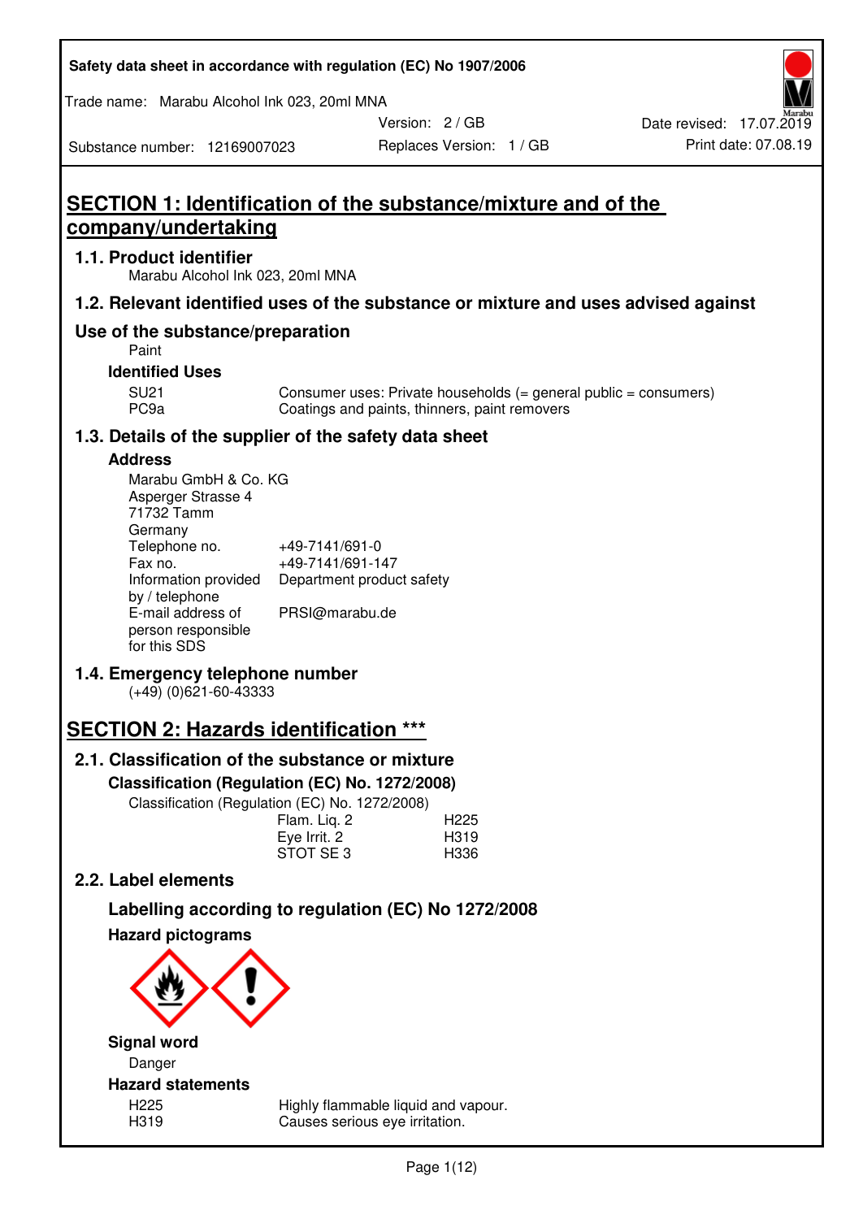Safety data sheet in accordance with regulation (EC) No 1907/2006

Trade name: Marabu Alcohol Ink 023, 20ml MNA

Version: 2 / GB | Date revised: 17.07.2019

Substance number: 12169007023 | Replaces Version: 1 / GB | Print date: 07.08.19

# SECTION 1: Identification of the substance/mixture and of the company/undertaking

## 1.1. Product identifier

Marabu Alcohol Ink 023, 20ml MNA

## 1.2. Relevant identified uses of the substance or mixture and uses advised against

## Use of the substance/preparation

Paint

### Identified Uses

| | |
|---|---|
| SU21 | Consumer uses: Private households (= general public = consumers) |
| PC9a | Coatings and paints, thinners, paint removers |

## 1.3. Details of the supplier of the safety data sheet

### Address

Marabu GmbH & Co. KG
Asperger Strasse 4
71732 Tamm
Germany

| | |
|---|---|
| Telephone no. | +49-7141/691-0 |
| Fax no. | +49-7141/691-147 |
| Information provided by / telephone | Department product safety |
| E-mail address of person responsible for this SDS | PRSI@marabu.de |

## 1.4. Emergency telephone number

(+49) (0)621-60-43333

# SECTION 2: Hazards identification ***

## 2.1. Classification of the substance or mixture

### Classification (Regulation (EC) No. 1272/2008)

Classification (Regulation (EC) No. 1272/2008)

| | |
|---|---|
| Flam. Liq. 2 | H225 |
| Eye Irrit. 2 | H319 |
| STOT SE 3 | H336 |

## 2.2. Label elements

### Labelling according to regulation (EC) No 1272/2008

### Hazard pictograms

### Signal word

Danger

### Hazard statements

| | |
|---|---|
| H225 | Highly flammable liquid and vapour. |
| H319 | Causes serious eye irritation. |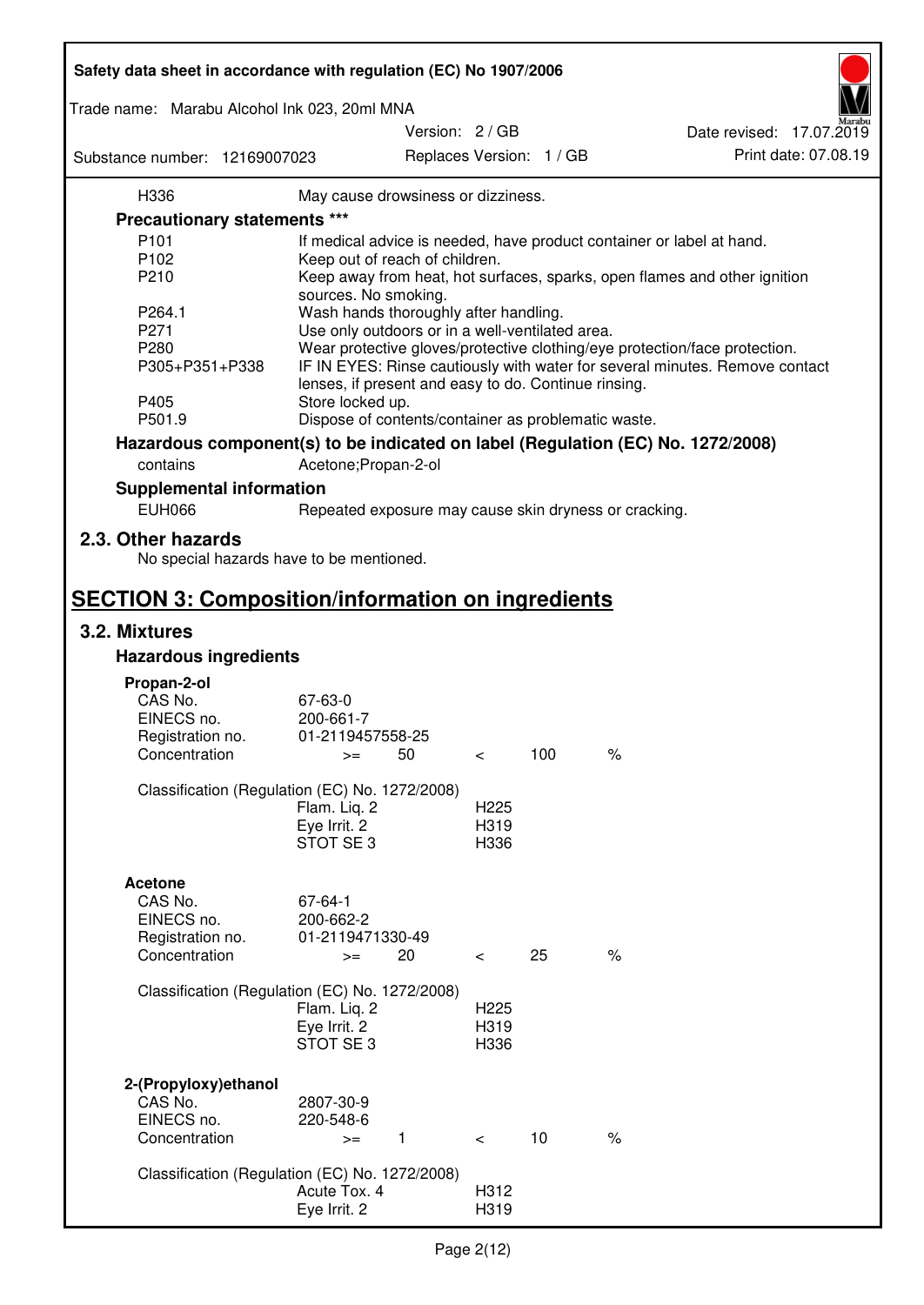| | |
|---|---|
| H336 | May cause drowsiness or dizziness. |

**Precautionary statements ***

| | |
|---|---|
| P101 | If medical advice is needed, have product container or label at hand. |
| P102 | Keep out of reach of children. |
| P210 | Keep away from heat, hot surfaces, sparks, open flames and other ignition sources. No smoking. |
| P264.1 | Wash hands thoroughly after handling. |
| P271 | Use only outdoors or in a well-ventilated area. |
| P280 | Wear protective gloves/protective clothing/eye protection/face protection. |
| P305+P351+P338 | IF IN EYES: Rinse cautiously with water for several minutes. Remove contact lenses, if present and easy to do. Continue rinsing. |
| P405 | Store locked up. |
| P501.9 | Dispose of contents/container as problematic waste. |

**Hazardous component(s) to be indicated on label (Regulation (EC) No. 1272/2008)**

| | |
|---|---|
| contains | Acetone;Propan-2-ol |

**Supplemental information**

| | |
|---|---|
| EUH066 | Repeated exposure may cause skin dryness or cracking. |

## 2.3. Other hazards

No special hazards have to be mentioned.

# SECTION 3: Composition/information on ingredients

## 3.2. Mixtures

### Hazardous ingredients

**Propan-2-ol**

| | | | | | |
|---|---|---|---|---|---|
| CAS No. | 67-63-0 | | | | |
| EINECS no. | 200-661-7 | | | | |
| Registration no. | 01-2119457558-25 | | | | |
| Concentration | >= | 50 | < | 100 | % |

Classification (Regulation (EC) No. 1272/2008)

| | |
|---|---|
| Flam. Liq. 2 | H225 |
| Eye Irrit. 2 | H319 |
| STOT SE 3 | H336 |

**Acetone**

| | | | | | |
|---|---|---|---|---|---|
| CAS No. | 67-64-1 | | | | |
| EINECS no. | 200-662-2 | | | | |
| Registration no. | 01-2119471330-49 | | | | |
| Concentration | >= | 20 | < | 25 | % |

Classification (Regulation (EC) No. 1272/2008)

| | |
|---|---|
| Flam. Liq. 2 | H225 |
| Eye Irrit. 2 | H319 |
| STOT SE 3 | H336 |

**2-(Propyloxy)ethanol**

| | | | | | |
|---|---|---|---|---|---|
| CAS No. | 2807-30-9 | | | | |
| EINECS no. | 220-548-6 | | | | |
| Concentration | >= | 1 | < | 10 | % |

Classification (Regulation (EC) No. 1272/2008)

| | |
|---|---|
| Acute Tox. 4 | H312 |
| Eye Irrit. 2 | H319 |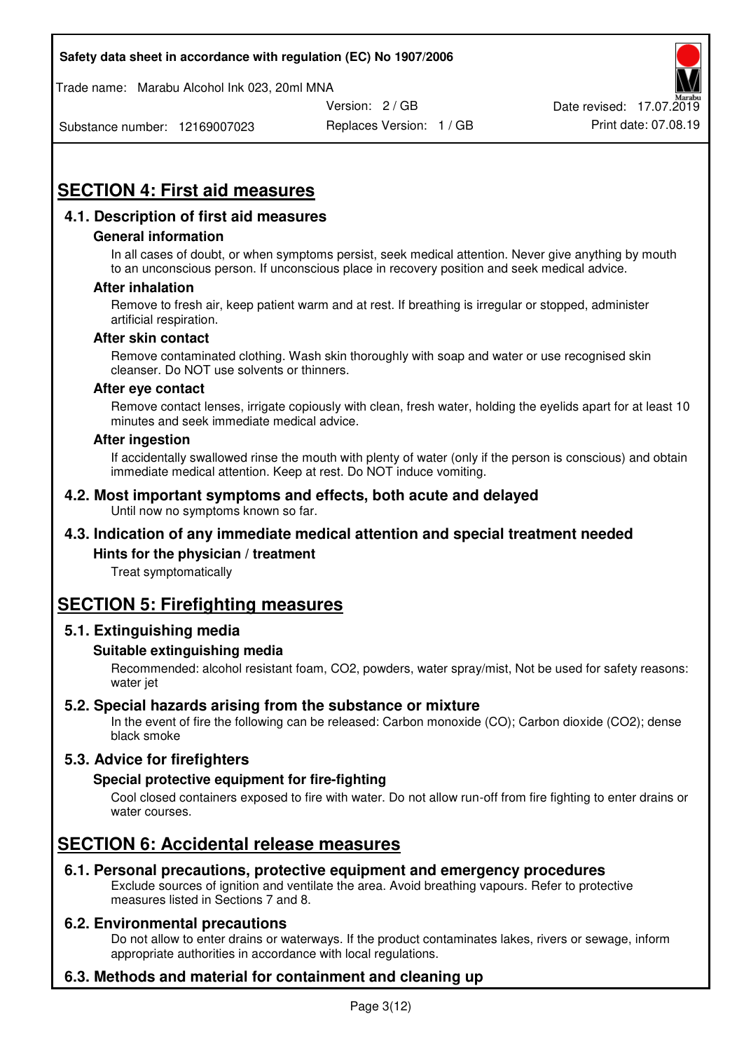## SECTION 4: First aid measures

### 4.1. Description of first aid measures

#### General information

In all cases of doubt, or when symptoms persist, seek medical attention. Never give anything by mouth to an unconscious person. If unconscious place in recovery position and seek medical advice.

#### After inhalation

Remove to fresh air, keep patient warm and at rest. If breathing is irregular or stopped, administer artificial respiration.

#### After skin contact

Remove contaminated clothing. Wash skin thoroughly with soap and water or use recognised skin cleanser. Do NOT use solvents or thinners.

#### After eye contact

Remove contact lenses, irrigate copiously with clean, fresh water, holding the eyelids apart for at least 10 minutes and seek immediate medical advice.

#### After ingestion

If accidentally swallowed rinse the mouth with plenty of water (only if the person is conscious) and obtain immediate medical attention. Keep at rest. Do NOT induce vomiting.

### 4.2. Most important symptoms and effects, both acute and delayed

Until now no symptoms known so far.

### 4.3. Indication of any immediate medical attention and special treatment needed

#### Hints for the physician / treatment

Treat symptomatically

## SECTION 5: Firefighting measures

### 5.1. Extinguishing media

#### Suitable extinguishing media

Recommended: alcohol resistant foam, $CO_2$, powders, water spray/mist, Not be used for safety reasons: water jet

### 5.2. Special hazards arising from the substance or mixture

In the event of fire the following can be released: Carbon monoxide (CO); Carbon dioxide ($CO_2$); dense black smoke

### 5.3. Advice for firefighters

#### Special protective equipment for fire-fighting

Cool closed containers exposed to fire with water. Do not allow run-off from fire fighting to enter drains or water courses.

## SECTION 6: Accidental release measures

### 6.1. Personal precautions, protective equipment and emergency procedures

Exclude sources of ignition and ventilate the area. Avoid breathing vapours. Refer to protective measures listed in Sections 7 and 8.

### 6.2. Environmental precautions

Do not allow to enter drains or waterways. If the product contaminates lakes, rivers or sewage, inform appropriate authorities in accordance with local regulations.

### 6.3. Methods and material for containment and cleaning up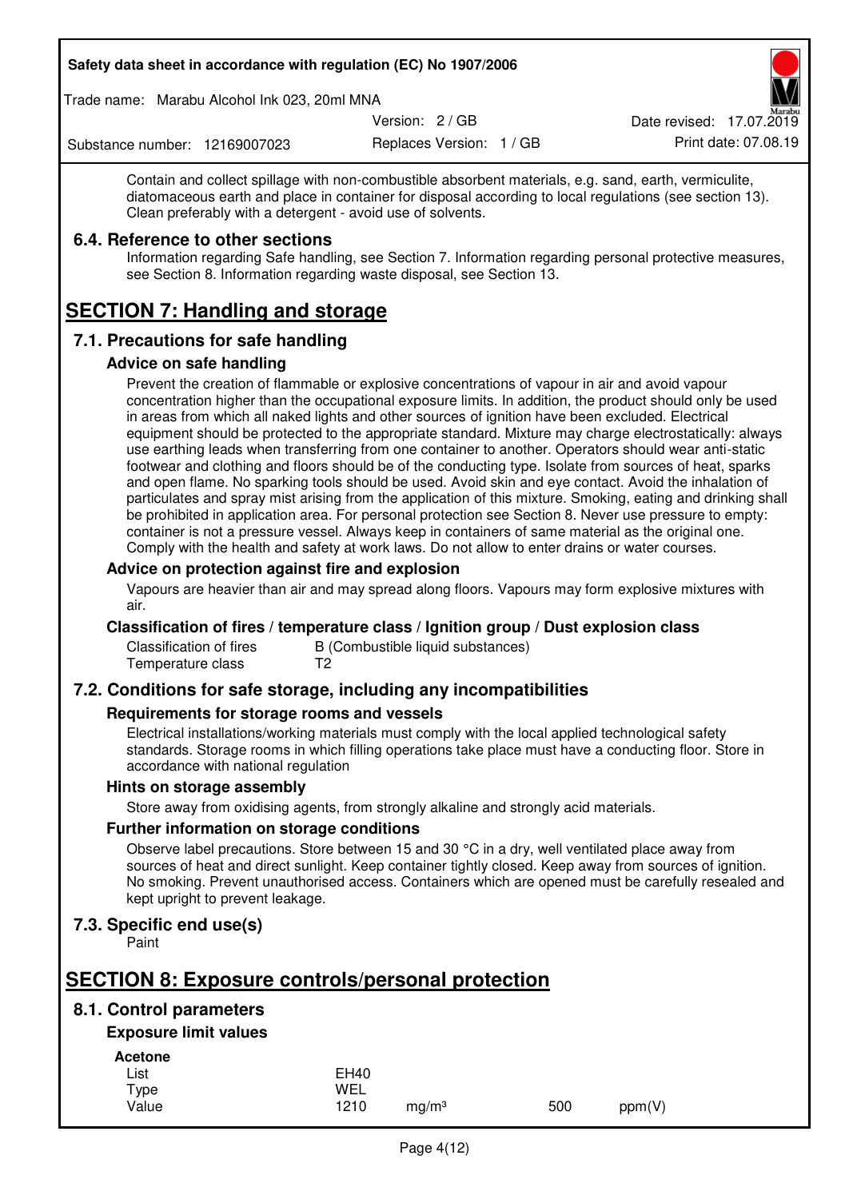Contain and collect spillage with non-combustible absorbent materials, e.g. sand, earth, vermiculite, diatomaceous earth and place in container for disposal according to local regulations (see section 13). Clean preferably with a detergent - avoid use of solvents.

### 6.4. Reference to other sections

Information regarding Safe handling, see Section 7. Information regarding personal protective measures, see Section 8. Information regarding waste disposal, see Section 13.

## SECTION 7: Handling and storage

### 7.1. Precautions for safe handling

#### Advice on safe handling

Prevent the creation of flammable or explosive concentrations of vapour in air and avoid vapour concentration higher than the occupational exposure limits. In addition, the product should only be used in areas from which all naked lights and other sources of ignition have been excluded. Electrical equipment should be protected to the appropriate standard. Mixture may charge electrostatically: always use earthing leads when transferring from one container to another. Operators should wear anti-static footwear and clothing and floors should be of the conducting type. Isolate from sources of heat, sparks and open flame. No sparking tools should be used. Avoid skin and eye contact. Avoid the inhalation of particulates and spray mist arising from the application of this mixture. Smoking, eating and drinking shall be prohibited in application area. For personal protection see Section 8. Never use pressure to empty: container is not a pressure vessel. Always keep in containers of same material as the original one. Comply with the health and safety at work laws. Do not allow to enter drains or water courses.

#### Advice on protection against fire and explosion

Vapours are heavier than air and may spread along floors. Vapours may form explosive mixtures with air.

#### Classification of fires / temperature class / Ignition group / Dust explosion class

| | |
|---|---|
| Classification of fires | B (Combustible liquid substances) |
| Temperature class | T2 |

### 7.2. Conditions for safe storage, including any incompatibilities

#### Requirements for storage rooms and vessels

Electrical installations/working materials must comply with the local applied technological safety standards. Storage rooms in which filling operations take place must have a conducting floor. Store in accordance with national regulation

#### Hints on storage assembly

Store away from oxidising agents, from strongly alkaline and strongly acid materials.

#### Further information on storage conditions

Observe label precautions. Store between 15 and 30 °C in a dry, well ventilated place away from sources of heat and direct sunlight. Keep container tightly closed. Keep away from sources of ignition. No smoking. Prevent unauthorised access. Containers which are opened must be carefully resealed and kept upright to prevent leakage.

### 7.3. Specific end use(s)

Paint

## SECTION 8: Exposure controls/personal protection

### 8.1. Control parameters

#### Exposure limit values

**Acetone**

| | | | | |
|---|---|---|---|---|
| List | EH40 | | | |
| Type | WEL | | | |
| Value | 1210 | mg/m³ | 500 | ppm(V) |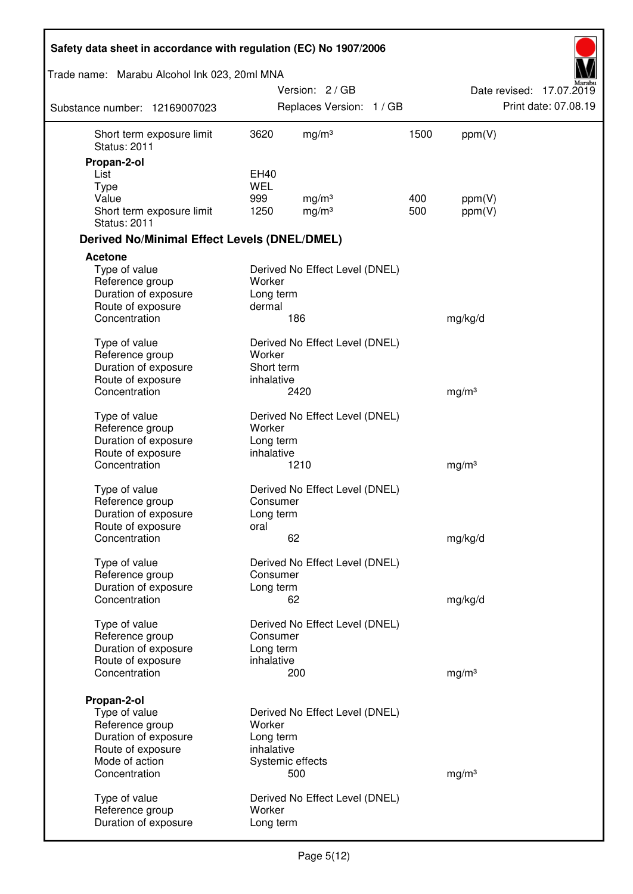| | | | | |
|---|---|---|---|---|
| Short term exposure limit | 3620 | mg/m³ | 1500 | ppm(V) |
| Status: 2011 | | | | |

**Propan-2-ol**

| | | | | |
|---|---|---|---|---|
| List | EH40 | | | |
| Type | WEL | | | |
| Value | 999 | mg/m³ | 400 | ppm(V) |
| Short term exposure limit | 1250 | mg/m³ | 500 | ppm(V) |
| Status: 2011 | | | | |

## Derived No/Minimal Effect Levels (DNEL/DMEL)

**Acetone**

| | | |
|---|---|---|
| Type of value | Derived No Effect Level (DNEL) | |
| Reference group | Worker | |
| Duration of exposure | Long term | |
| Route of exposure | dermal | |
| Concentration | 186 | mg/kg/d |

| | | |
|---|---|---|
| Type of value | Derived No Effect Level (DNEL) | |
| Reference group | Worker | |
| Duration of exposure | Short term | |
| Route of exposure | inhalative | |
| Concentration | 2420 | mg/m³ |

| | | |
|---|---|---|
| Type of value | Derived No Effect Level (DNEL) | |
| Reference group | Worker | |
| Duration of exposure | Long term | |
| Route of exposure | inhalative | |
| Concentration | 1210 | mg/m³ |

| | | |
|---|---|---|
| Type of value | Derived No Effect Level (DNEL) | |
| Reference group | Consumer | |
| Duration of exposure | Long term | |
| Route of exposure | oral | |
| Concentration | 62 | mg/kg/d |

| | | |
|---|---|---|
| Type of value | Derived No Effect Level (DNEL) | |
| Reference group | Consumer | |
| Duration of exposure | Long term | |
| Concentration | 62 | mg/kg/d |

| | | |
|---|---|---|
| Type of value | Derived No Effect Level (DNEL) | |
| Reference group | Consumer | |
| Duration of exposure | Long term | |
| Route of exposure | inhalative | |
| Concentration | 200 | mg/m³ |

**Propan-2-ol**

| | | |
|---|---|---|
| Type of value | Derived No Effect Level (DNEL) | |
| Reference group | Worker | |
| Duration of exposure | Long term | |
| Route of exposure | inhalative | |
| Mode of action | Systemic effects | |
| Concentration | 500 | mg/m³ |

| | |
|---|---|
| Type of value | Derived No Effect Level (DNEL) |
| Reference group | Worker |
| Duration of exposure | Long term |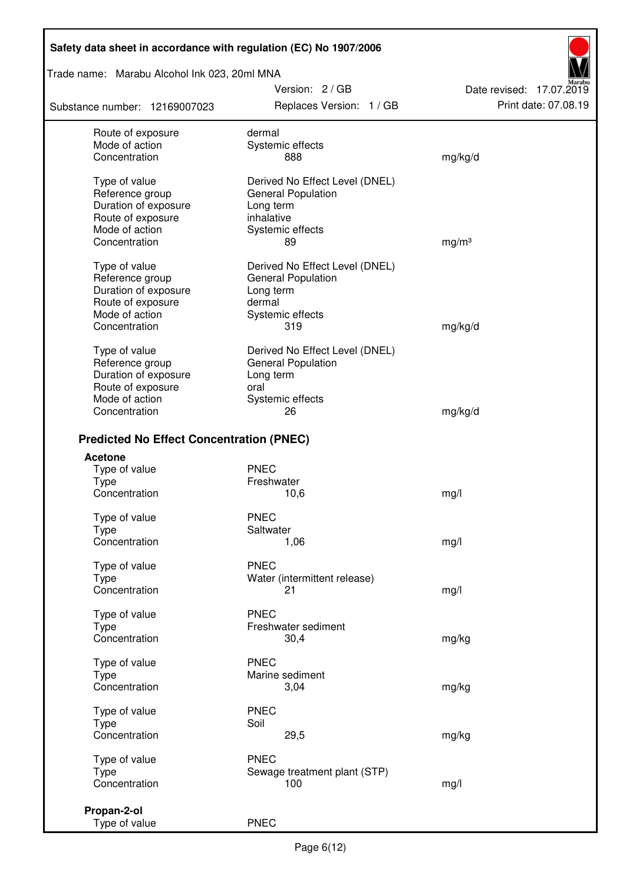| | | |
|---|---|---|
| Route of exposure | dermal | |
| Mode of action | Systemic effects | |
| Concentration | 888 | mg/kg/d |

| | | |
|---|---|---|
| Type of value | Derived No Effect Level (DNEL) | |
| Reference group | General Population | |
| Duration of exposure | Long term | |
| Route of exposure | inhalative | |
| Mode of action | Systemic effects | |
| Concentration | 89 | mg/m³ |

| | | |
|---|---|---|
| Type of value | Derived No Effect Level (DNEL) | |
| Reference group | General Population | |
| Duration of exposure | Long term | |
| Route of exposure | dermal | |
| Mode of action | Systemic effects | |
| Concentration | 319 | mg/kg/d |

| | | |
|---|---|---|
| Type of value | Derived No Effect Level (DNEL) | |
| Reference group | General Population | |
| Duration of exposure | Long term | |
| Route of exposure | oral | |
| Mode of action | Systemic effects | |
| Concentration | 26 | mg/kg/d |

## Predicted No Effect Concentration (PNEC)

**Acetone**

| | | |
|---|---|---|
| Type of value | PNEC | |
| Type | Freshwater | |
| Concentration | 10,6 | mg/l |

| | | |
|---|---|---|
| Type of value | PNEC | |
| Type | Saltwater | |
| Concentration | 1,06 | mg/l |

| | | |
|---|---|---|
| Type of value | PNEC | |
| Type | Water (intermittent release) | |
| Concentration | 21 | mg/l |

| | | |
|---|---|---|
| Type of value | PNEC | |
| Type | Freshwater sediment | |
| Concentration | 30,4 | mg/kg |

| | | |
|---|---|---|
| Type of value | PNEC | |
| Type | Marine sediment | |
| Concentration | 3,04 | mg/kg |

| | | |
|---|---|---|
| Type of value | PNEC | |
| Type | Soil | |
| Concentration | 29,5 | mg/kg |

| | | |
|---|---|---|
| Type of value | PNEC | |
| Type | Sewage treatment plant (STP) | |
| Concentration | 100 | mg/l |

**Propan-2-ol**

| | |
|---|---|
| Type of value | PNEC |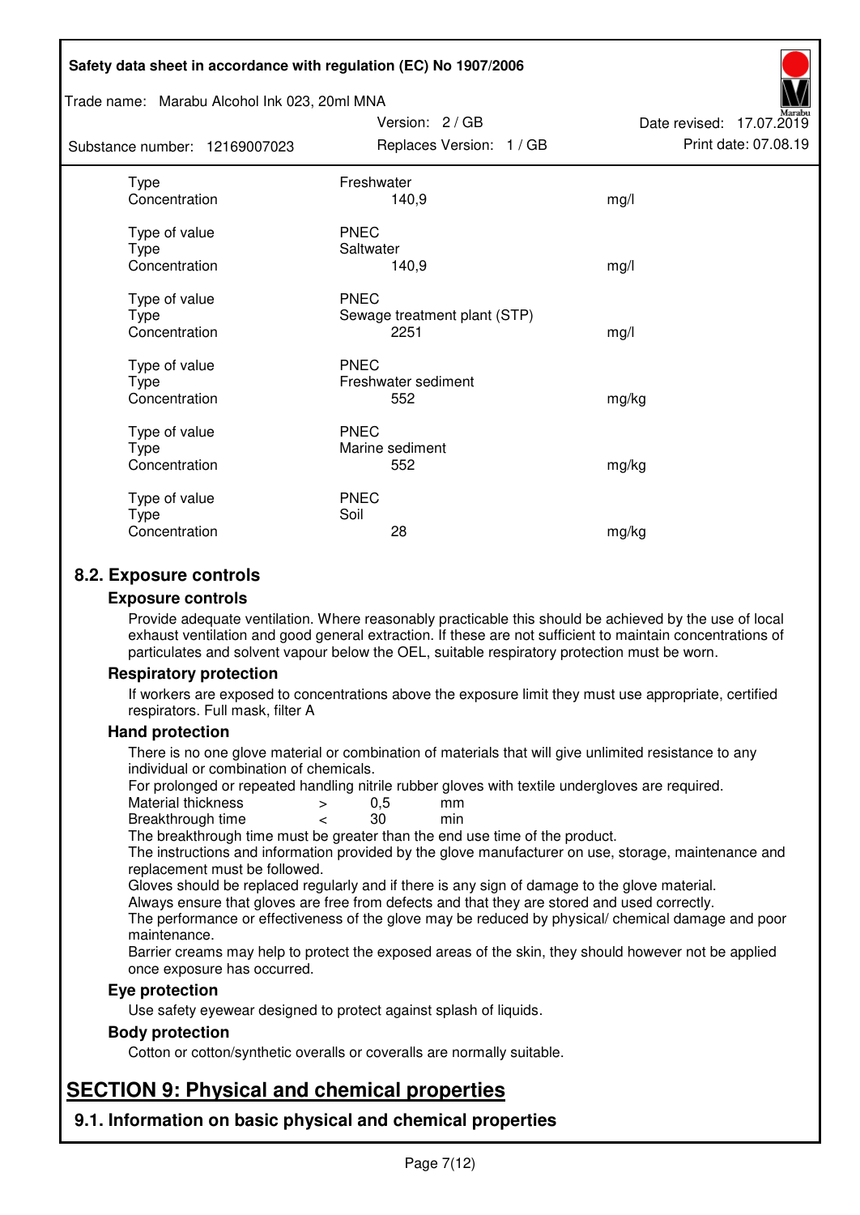| | | |
|---|---|---|
| Type | Freshwater | |
| Concentration | 140,9 | mg/l |
| | | |
| Type of value | PNEC | |
| Type | Saltwater | |
| Concentration | 140,9 | mg/l |
| | | |
| Type of value | PNEC | |
| Type | Sewage treatment plant (STP) | |
| Concentration | 2251 | mg/l |
| | | |
| Type of value | PNEC | |
| Type | Freshwater sediment | |
| Concentration | 552 | mg/kg |
| | | |
| Type of value | PNEC | |
| Type | Marine sediment | |
| Concentration | 552 | mg/kg |
| | | |
| Type of value | PNEC | |
| Type | Soil | |
| Concentration | 28 | mg/kg |

## 8.2. Exposure controls

### Exposure controls

Provide adequate ventilation. Where reasonably practicable this should be achieved by the use of local exhaust ventilation and good general extraction. If these are not sufficient to maintain concentrations of particulates and solvent vapour below the OEL, suitable respiratory protection must be worn.

### Respiratory protection

If workers are exposed to concentrations above the exposure limit they must use appropriate, certified respirators. Full mask, filter A

### Hand protection

There is no one glove material or combination of materials that will give unlimited resistance to any individual or combination of chemicals.

For prolonged or repeated handling nitrile rubber gloves with textile undergloves are required.

| | | | |
|---|---|---|---|
| Material thickness | > | 0,5 | mm |
| Breakthrough time | < | 30 | min |

The breakthrough time must be greater than the end use time of the product.

The instructions and information provided by the glove manufacturer on use, storage, maintenance and replacement must be followed.

Gloves should be replaced regularly and if there is any sign of damage to the glove material.

Always ensure that gloves are free from defects and that they are stored and used correctly.

The performance or effectiveness of the glove may be reduced by physical/ chemical damage and poor maintenance.

Barrier creams may help to protect the exposed areas of the skin, they should however not be applied once exposure has occurred.

### Eye protection

Use safety eyewear designed to protect against splash of liquids.

### Body protection

Cotton or cotton/synthetic overalls or coveralls are normally suitable.

# SECTION 9: Physical and chemical properties

## 9.1. Information on basic physical and chemical properties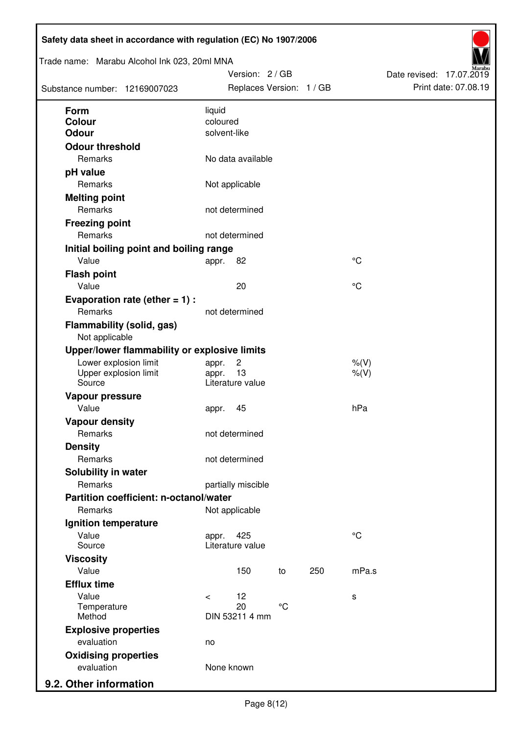| Property | | Value | | | Unit |
|---|---|---|---|---|---|
| **Form** | | liquid | | | |
| **Colour** | | coloured | | | |
| **Odour** | | solvent-like | | | |
| **Odour threshold** | | | | | |
| | Remarks | No data available | | | |
| **pH value** | | | | | |
| | Remarks | Not applicable | | | |
| **Melting point** | | | | | |
| | Remarks | not determined | | | |
| **Freezing point** | | | | | |
| | Remarks | not determined | | | |
| **Initial boiling point and boiling range** | | | | | |
| | Value | appr. 82 | | | °C |
| **Flash point** | | | | | |
| | Value | 20 | | | °C |
| **Evaporation rate (ether = 1) :** | | | | | |
| | Remarks | not determined | | | |
| **Flammability (solid, gas)** | | | | | |
| | Not applicable | | | | |
| **Upper/lower flammability or explosive limits** | | | | | |
| | Lower explosion limit | appr. 2 | | | %(V) |
| | Upper explosion limit | appr. 13 | | | %(V) |
| | Source | Literature value | | | |
| **Vapour pressure** | | | | | |
| | Value | appr. 45 | | | hPa |
| **Vapour density** | | | | | |
| | Remarks | not determined | | | |
| **Density** | | | | | |
| | Remarks | not determined | | | |
| **Solubility in water** | | | | | |
| | Remarks | partially miscible | | | |
| **Partition coefficient: n-octanol/water** | | | | | |
| | Remarks | Not applicable | | | |
| **Ignition temperature** | | | | | |
| | Value | appr. 425 | | | °C |
| | Source | Literature value | | | |
| **Viscosity** | | | | | |
| | Value | 150 | to | 250 | mPa.s |
| **Efflux time** | | | | | |
| | Value | < 12 | | | s |
| | Temperature | 20 | °C | | |
| | Method | DIN 53211 4 mm | | | |
| **Explosive properties** | | | | | |
| | evaluation | no | | | |
| **Oxidising properties** | | | | | |
| | evaluation | None known | | | |

## 9.2. Other information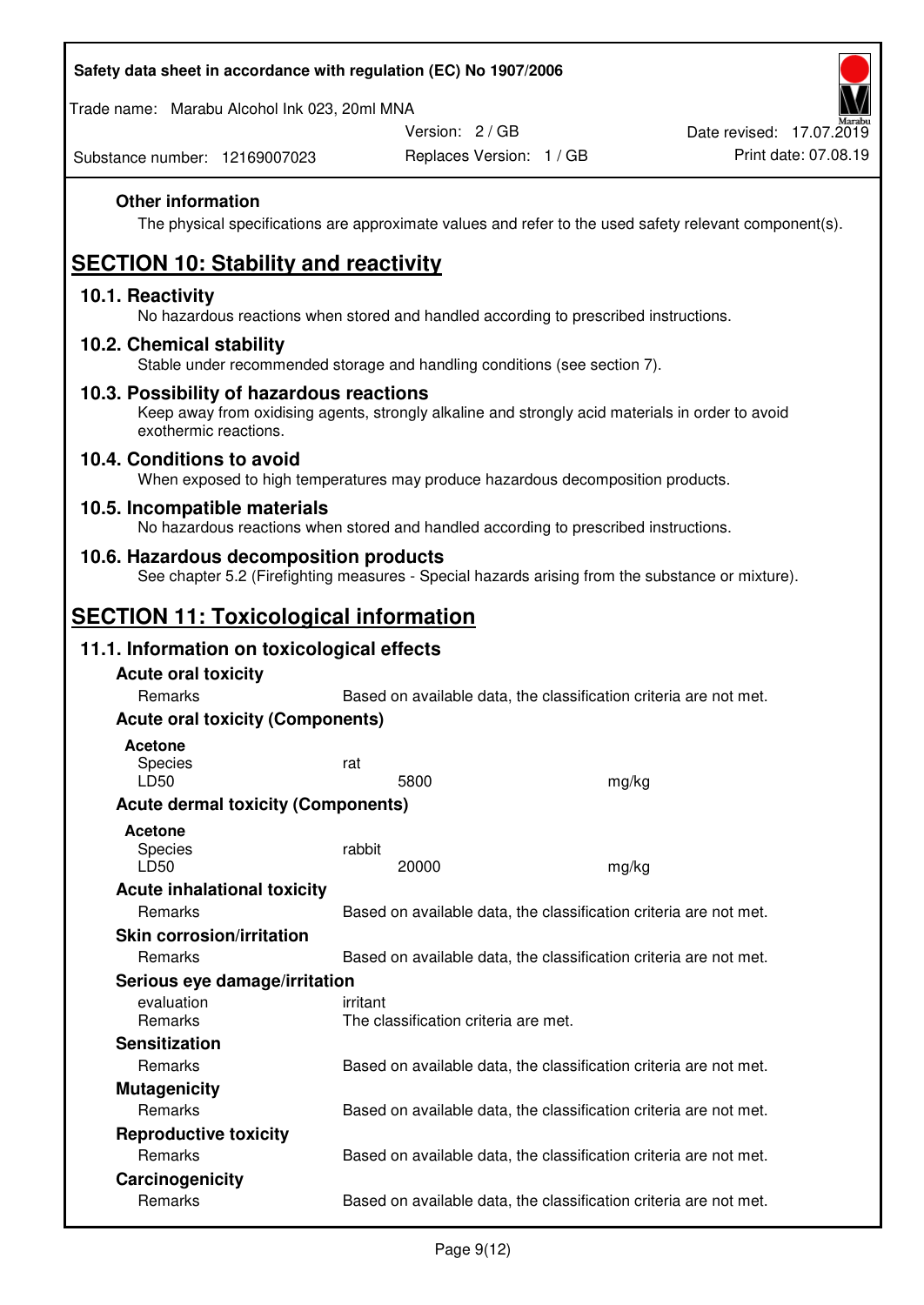### Other information

The physical specifications are approximate values and refer to the used safety relevant component(s).

## SECTION 10: Stability and reactivity

### 10.1. Reactivity

No hazardous reactions when stored and handled according to prescribed instructions.

### 10.2. Chemical stability

Stable under recommended storage and handling conditions (see section 7).

### 10.3. Possibility of hazardous reactions

Keep away from oxidising agents, strongly alkaline and strongly acid materials in order to avoid exothermic reactions.

### 10.4. Conditions to avoid

When exposed to high temperatures may produce hazardous decomposition products.

### 10.5. Incompatible materials

No hazardous reactions when stored and handled according to prescribed instructions.

### 10.6. Hazardous decomposition products

See chapter 5.2 (Firefighting measures - Special hazards arising from the substance or mixture).

## SECTION 11: Toxicological information

### 11.1. Information on toxicological effects

**Acute oral toxicity**

| | | |
|---|---|---|
| Remarks | Based on available data, the classification criteria are not met. | |

**Acute oral toxicity (Components)**

**Acetone**

| | | |
|---|---|---|
| Species | rat | |
| LD50 | 5800 | mg/kg |

**Acute dermal toxicity (Components)**

**Acetone**

| | | |
|---|---|---|
| Species | rabbit | |
| LD50 | 20000 | mg/kg |

**Acute inhalational toxicity**

| | |
|---|---|
| Remarks | Based on available data, the classification criteria are not met. |

**Skin corrosion/irritation**

| | |
|---|---|
| Remarks | Based on available data, the classification criteria are not met. |

**Serious eye damage/irritation**

| | |
|---|---|
| evaluation | irritant |
| Remarks | The classification criteria are met. |

**Sensitization**

| | |
|---|---|
| Remarks | Based on available data, the classification criteria are not met. |

**Mutagenicity**

| | |
|---|---|
| Remarks | Based on available data, the classification criteria are not met. |

**Reproductive toxicity**

| | |
|---|---|
| Remarks | Based on available data, the classification criteria are not met. |

**Carcinogenicity**

| | |
|---|---|
| Remarks | Based on available data, the classification criteria are not met. |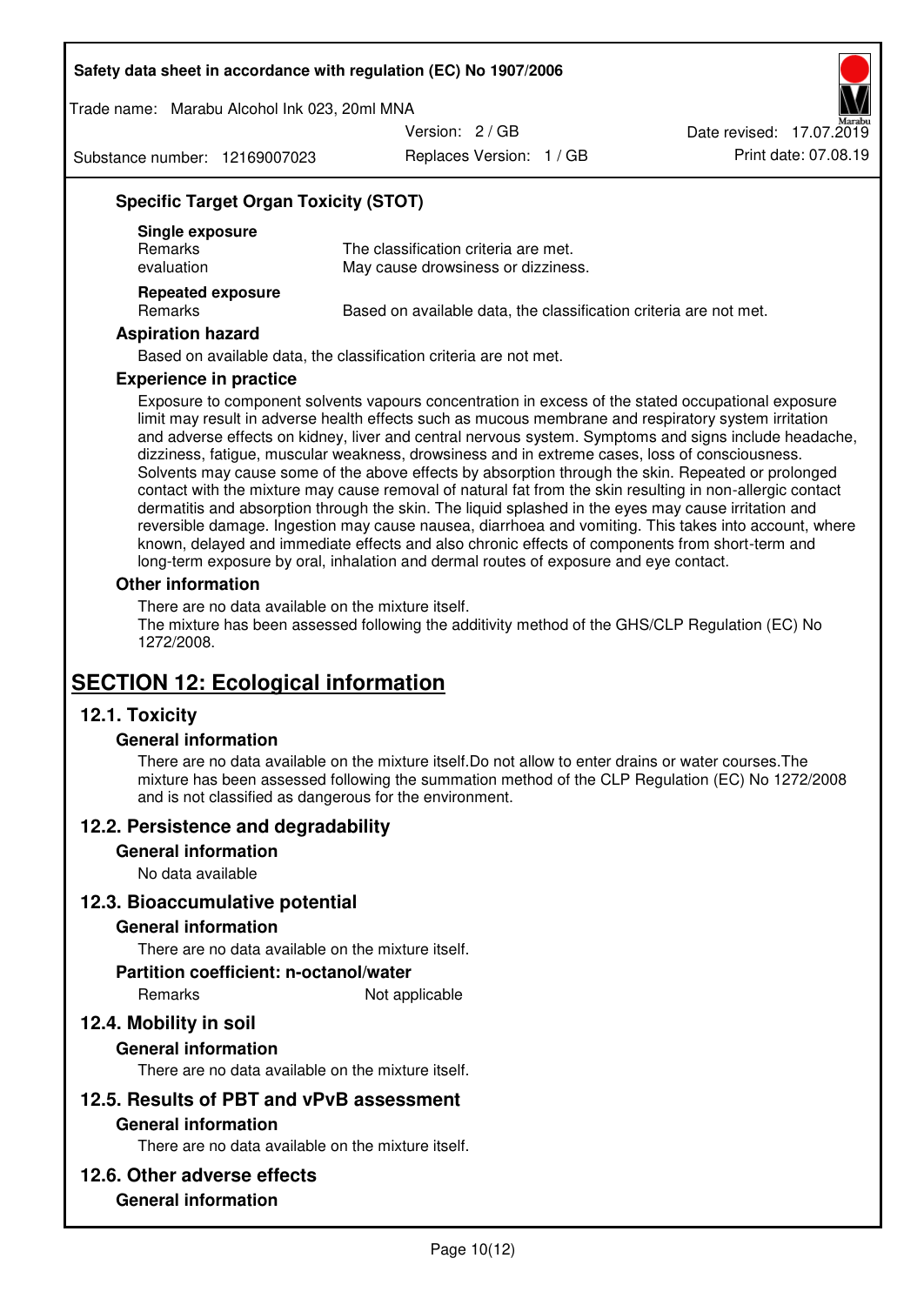### Specific Target Organ Toxicity (STOT)

**Single exposure**

| | |
|---|---|
| Remarks | The classification criteria are met. |
| evaluation | May cause drowsiness or dizziness. |

**Repeated exposure**

| | |
|---|---|
| Remarks | Based on available data, the classification criteria are not met. |

### Aspiration hazard

Based on available data, the classification criteria are not met.

### Experience in practice

Exposure to component solvents vapours concentration in excess of the stated occupational exposure limit may result in adverse health effects such as mucous membrane and respiratory system irritation and adverse effects on kidney, liver and central nervous system. Symptoms and signs include headache, dizziness, fatigue, muscular weakness, drowsiness and in extreme cases, loss of consciousness. Solvents may cause some of the above effects by absorption through the skin. Repeated or prolonged contact with the mixture may cause removal of natural fat from the skin resulting in non-allergic contact dermatitis and absorption through the skin. The liquid splashed in the eyes may cause irritation and reversible damage. Ingestion may cause nausea, diarrhoea and vomiting. This takes into account, where known, delayed and immediate effects and also chronic effects of components from short-term and long-term exposure by oral, inhalation and dermal routes of exposure and eye contact.

### Other information

There are no data available on the mixture itself.
The mixture has been assessed following the additivity method of the GHS/CLP Regulation (EC) No 1272/2008.

# SECTION 12: Ecological information

## 12.1. Toxicity

### General information

There are no data available on the mixture itself.Do not allow to enter drains or water courses.The mixture has been assessed following the summation method of the CLP Regulation (EC) No 1272/2008 and is not classified as dangerous for the environment.

## 12.2. Persistence and degradability

### General information

No data available

## 12.3. Bioaccumulative potential

### General information

There are no data available on the mixture itself.

### Partition coefficient: n-octanol/water

| | |
|---|---|
| Remarks | Not applicable |

## 12.4. Mobility in soil

### General information

There are no data available on the mixture itself.

## 12.5. Results of PBT and vPvB assessment

### General information

There are no data available on the mixture itself.

## 12.6. Other adverse effects

### General information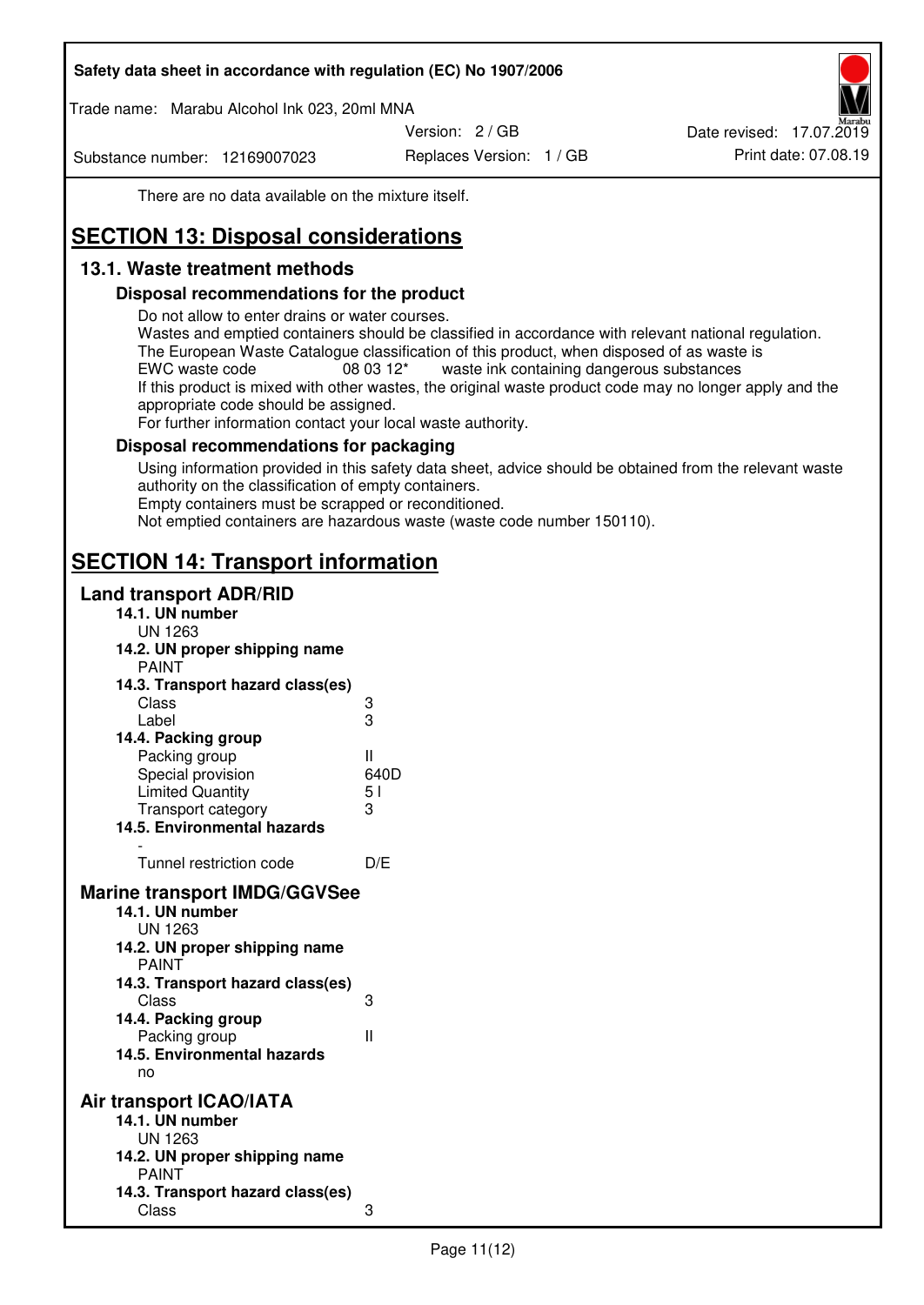There are no data available on the mixture itself.

# SECTION 13: Disposal considerations

## 13.1. Waste treatment methods

### Disposal recommendations for the product

Do not allow to enter drains or water courses.
Wastes and emptied containers should be classified in accordance with relevant national regulation.
The European Waste Catalogue classification of this product, when disposed of as waste is
EWC waste code 08 03 12* waste ink containing dangerous substances
If this product is mixed with other wastes, the original waste product code may no longer apply and the appropriate code should be assigned.
For further information contact your local waste authority.

### Disposal recommendations for packaging

Using information provided in this safety data sheet, advice should be obtained from the relevant waste authority on the classification of empty containers.
Empty containers must be scrapped or reconditioned.
Not emptied containers are hazardous waste (waste code number 150110).

# SECTION 14: Transport information

## Land transport ADR/RID

**14.1. UN number**
UN 1263

**14.2. UN proper shipping name**
PAINT

**14.3. Transport hazard class(es)**

| | |
|---|---|
| Class | 3 |
| Label | 3 |

**14.4. Packing group**

| | |
|---|---|
| Packing group | II |
| Special provision | 640D |
| Limited Quantity | 5 l |
| Transport category | 3 |

**14.5. Environmental hazards**
-

| | |
|---|---|
| Tunnel restriction code | D/E |

## Marine transport IMDG/GGVSee

**14.1. UN number**
UN 1263

**14.2. UN proper shipping name**
PAINT

**14.3. Transport hazard class(es)**

| | |
|---|---|
| Class | 3 |

**14.4. Packing group**

| | |
|---|---|
| Packing group | II |

**14.5. Environmental hazards**
no

## Air transport ICAO/IATA

**14.1. UN number**
UN 1263

**14.2. UN proper shipping name**
PAINT

**14.3. Transport hazard class(es)**

| | |
|---|---|
| Class | 3 |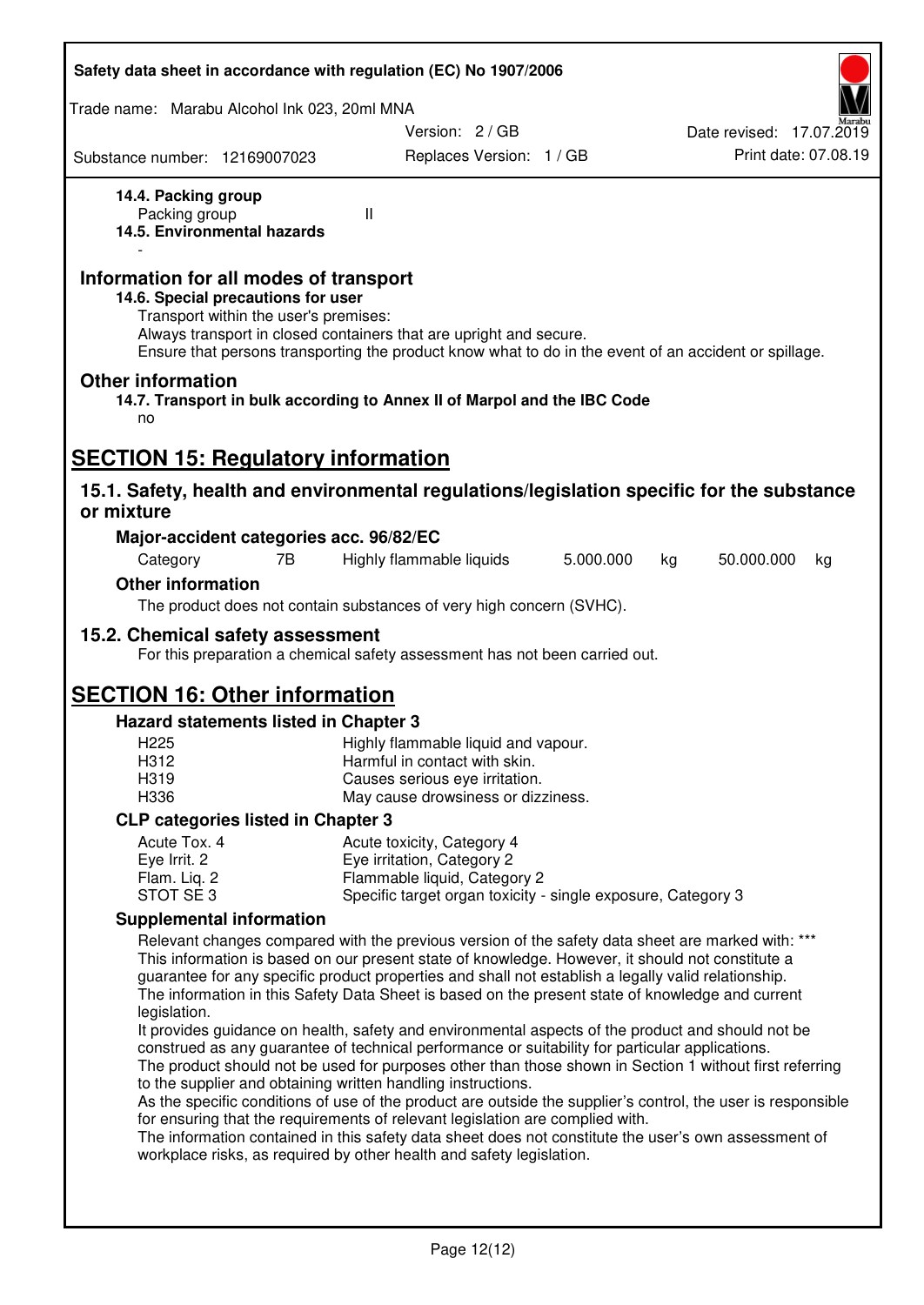**14.4. Packing group**

Packing group II

**14.5. Environmental hazards**

-

## Information for all modes of transport

**14.6. Special precautions for user**

Transport within the user's premises:
Always transport in closed containers that are upright and secure.
Ensure that persons transporting the product know what to do in the event of an accident or spillage.

## Other information

**14.7. Transport in bulk according to Annex II of Marpol and the IBC Code**

no

# SECTION 15: Regulatory information

## 15.1. Safety, health and environmental regulations/legislation specific for the substance or mixture

### Major-accident categories acc. 96/82/EC

| | | | | | | |
|---|---|---|---|---|---|---|
| Category | 7B | Highly flammable liquids | 5.000.000 | kg | 50.000.000 | kg |

### Other information

The product does not contain substances of very high concern (SVHC).

## 15.2. Chemical safety assessment

For this preparation a chemical safety assessment has not been carried out.

# SECTION 16: Other information

### Hazard statements listed in Chapter 3

| | |
|---|---|
| H225 | Highly flammable liquid and vapour. |
| H312 | Harmful in contact with skin. |
| H319 | Causes serious eye irritation. |
| H336 | May cause drowsiness or dizziness. |

### CLP categories listed in Chapter 3

| | |
|---|---|
| Acute Tox. 4 | Acute toxicity, Category 4 |
| Eye Irrit. 2 | Eye irritation, Category 2 |
| Flam. Liq. 2 | Flammable liquid, Category 2 |
| STOT SE 3 | Specific target organ toxicity - single exposure, Category 3 |

### Supplemental information

Relevant changes compared with the previous version of the safety data sheet are marked with: ***
This information is based on our present state of knowledge. However, it should not constitute a guarantee for any specific product properties and shall not establish a legally valid relationship.
The information in this Safety Data Sheet is based on the present state of knowledge and current legislation.
It provides guidance on health, safety and environmental aspects of the product and should not be construed as any guarantee of technical performance or suitability for particular applications.
The product should not be used for purposes other than those shown in Section 1 without first referring to the supplier and obtaining written handling instructions.
As the specific conditions of use of the product are outside the supplier's control, the user is responsible for ensuring that the requirements of relevant legislation are complied with.
The information contained in this safety data sheet does not constitute the user's own assessment of workplace risks, as required by other health and safety legislation.